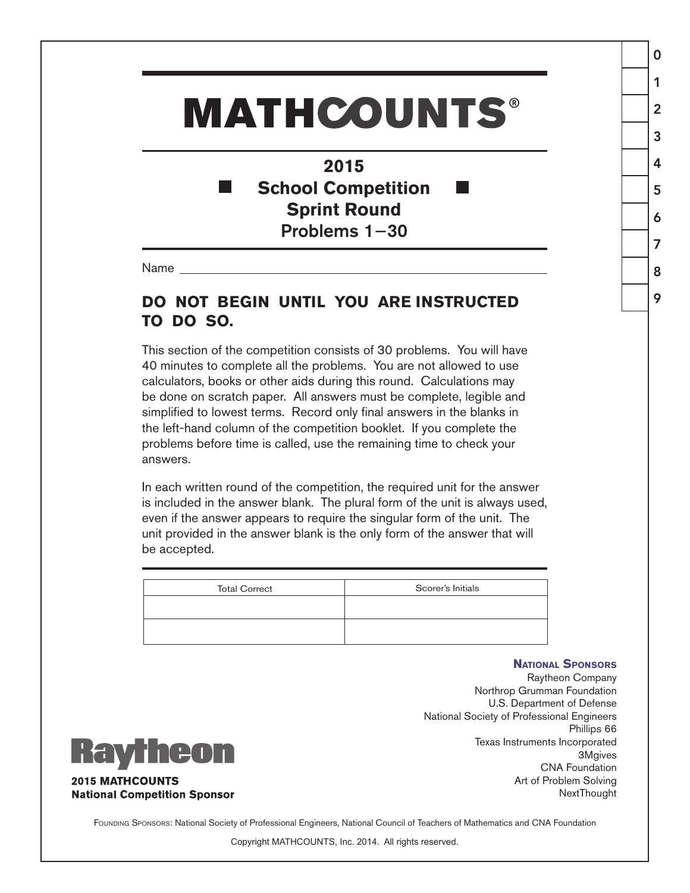# MATHCOUNTS®

## 2015
## School Competition
## Sprint Round
### Problems 1−30

Name ___________________________________________

**DO NOT BEGIN UNTIL YOU ARE INSTRUCTED TO DO SO.**

This section of the competition consists of 30 problems. You will have 40 minutes to complete all the problems. You are not allowed to use calculators, books or other aids during this round. Calculations may be done on scratch paper. All answers must be complete, legible and simplified to lowest terms. Record only final answers in the blanks in the left-hand column of the competition booklet. If you complete the problems before time is called, use the remaining time to check your answers.

In each written round of the competition, the required unit for the answer is included in the answer blank. The plural form of the unit is always used, even if the answer appears to require the singular form of the unit. The unit provided in the answer blank is the only form of the answer that will be accepted.

| Total Correct | Scorer's Initials |
| --- | --- |
| | |
| | |

0 1 2 3 4 5 6 7 8 9

**NATIONAL SPONSORS**

Raytheon Company
Northrop Grumman Foundation
U.S. Department of Defense
National Society of Professional Engineers
Phillips 66
Texas Instruments Incorporated
3Mgives
CNA Foundation
Art of Problem Solving
NextThought

Raytheon

**2015 MATHCOUNTS National Competition Sponsor**

FOUNDING SPONSORS: National Society of Professional Engineers, National Council of Teachers of Mathematics and CNA Foundation

Copyright MATHCOUNTS, Inc. 2014. All rights reserved.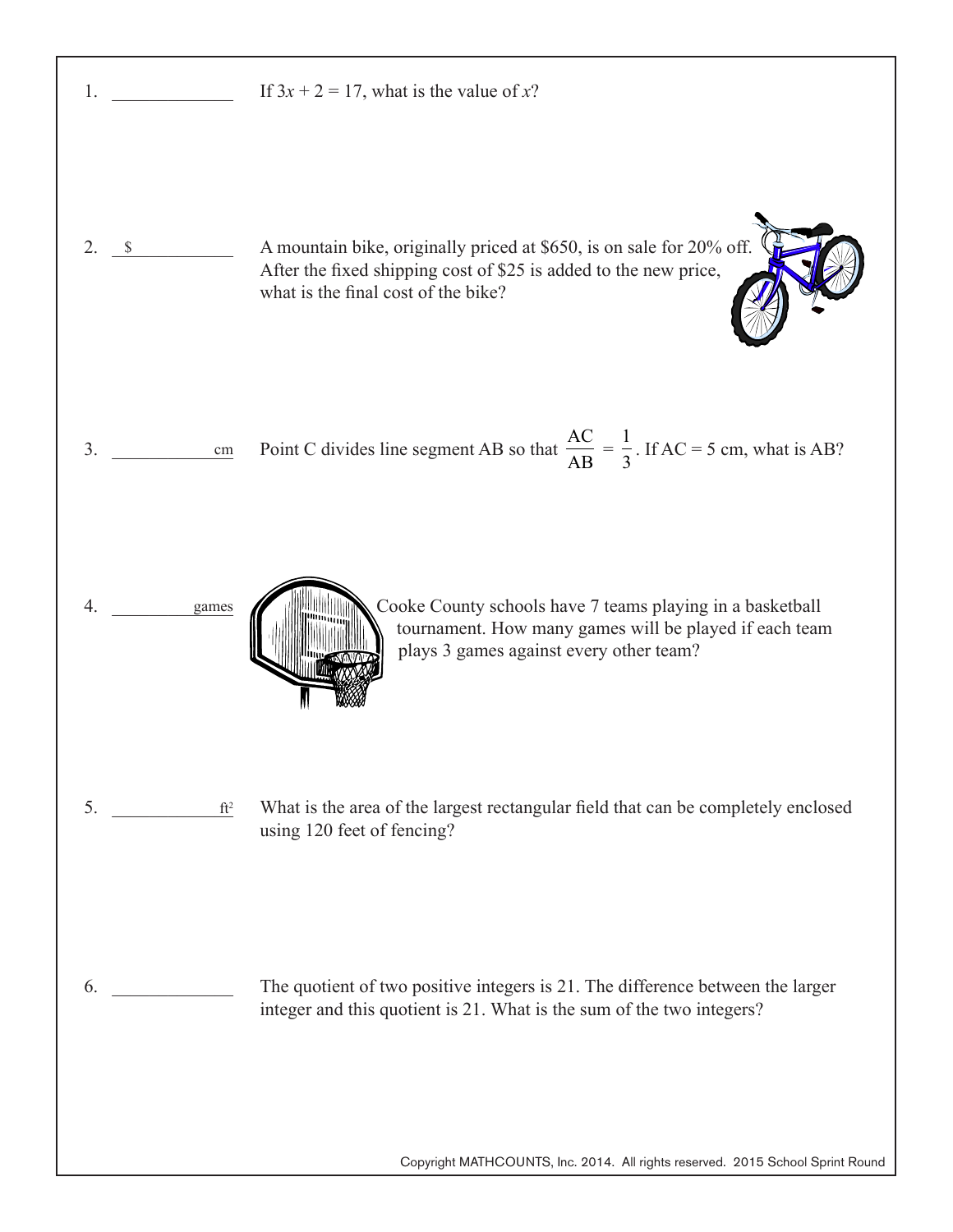1. ______________ If $3x + 2 = 17$, what is the value of $x$?

2. $ ______________ A mountain bike, originally priced at $650, is on sale for 20% off. After the fixed shipping cost of $25 is added to the new price, what is the final cost of the bike?

3. ______________ cm Point C divides line segment AB so that $\frac{AC}{AB} = \frac{1}{3}$. If AC = 5 cm, what is AB?

4. ______________ games Cooke County schools have 7 teams playing in a basketball tournament. How many games will be played if each team plays 3 games against every other team?

5. ______________ ft$^2$ What is the area of the largest rectangular field that can be completely enclosed using 120 feet of fencing?

6. ______________ The quotient of two positive integers is 21. The difference between the larger integer and this quotient is 21. What is the sum of the two integers?

Copyright MATHCOUNTS, Inc. 2014. All rights reserved. 2015 School Sprint Round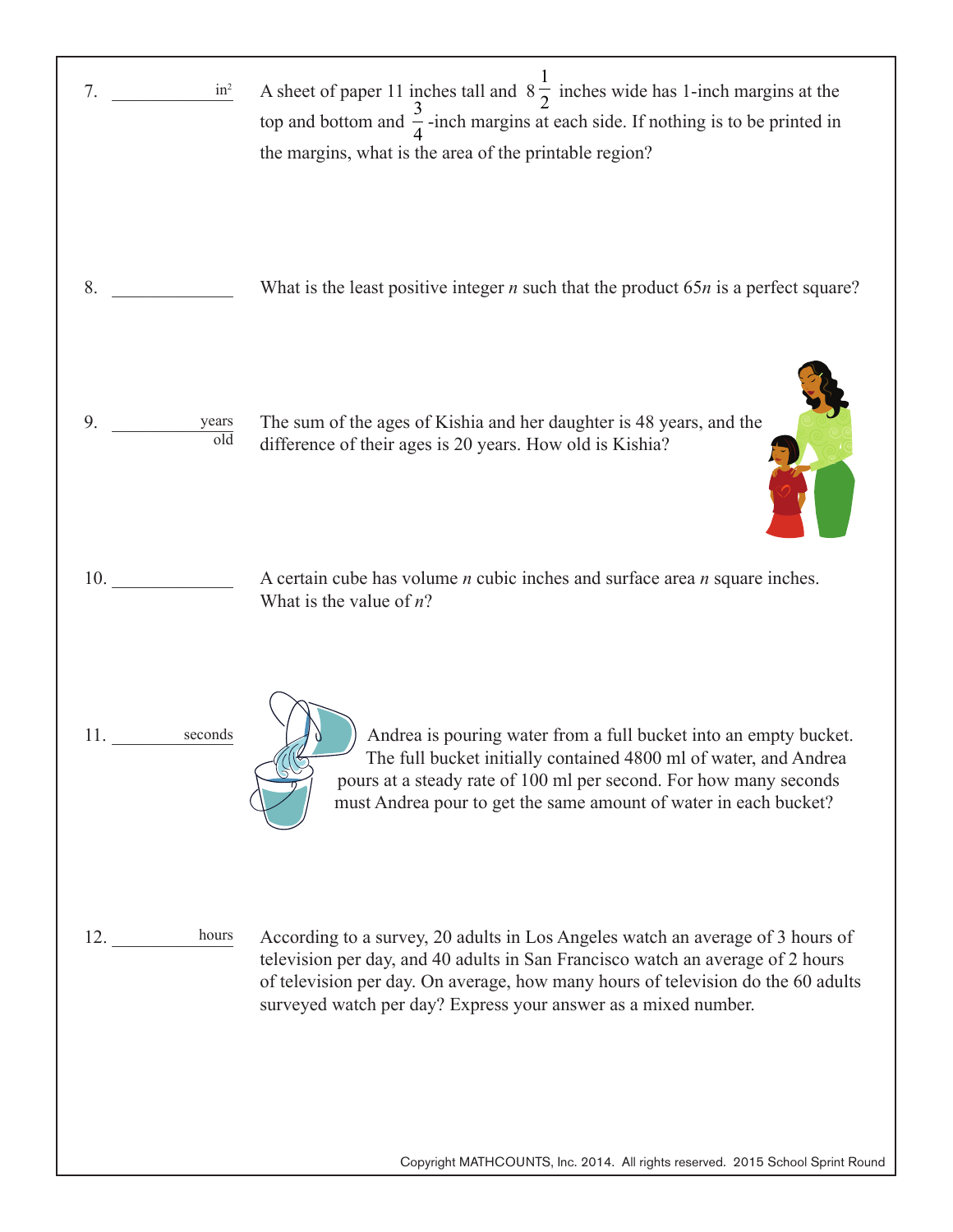7. ____________ $in^2$ A sheet of paper 11 inches tall and $8\frac{1}{2}$ inches wide has 1-inch margins at the top and bottom and $\frac{3}{4}$-inch margins at each side. If nothing is to be printed in the margins, what is the area of the printable region?

8. ____________ What is the least positive integer $n$ such that the product $65n$ is a perfect square?

9. ____________ years old The sum of the ages of Kishia and her daughter is 48 years, and the difference of their ages is 20 years. How old is Kishia?

10. ____________ A certain cube has volume $n$ cubic inches and surface area $n$ square inches. What is the value of $n$?

11. ____________ seconds Andrea is pouring water from a full bucket into an empty bucket. The full bucket initially contained 4800 ml of water, and Andrea pours at a steady rate of 100 ml per second. For how many seconds must Andrea pour to get the same amount of water in each bucket?

12. ____________ hours According to a survey, 20 adults in Los Angeles watch an average of 3 hours of television per day, and 40 adults in San Francisco watch an average of 2 hours of television per day. On average, how many hours of television do the 60 adults surveyed watch per day? Express your answer as a mixed number.

Copyright MATHCOUNTS, Inc. 2014. All rights reserved. 2015 School Sprint Round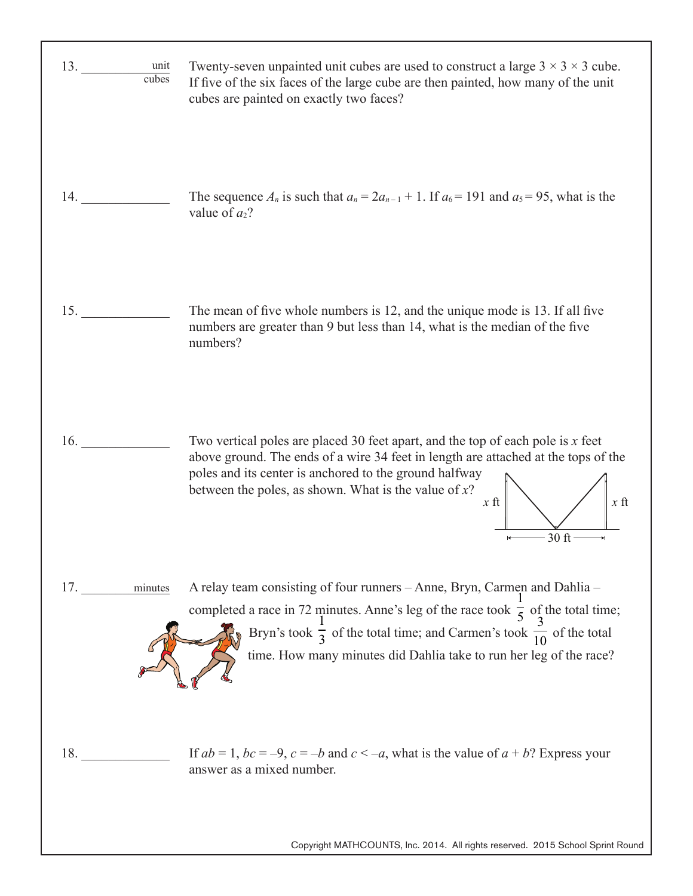13. ____________ unit cubes

Twenty-seven unpainted unit cubes are used to construct a large $3 \times 3 \times 3$ cube. If five of the six faces of the large cube are then painted, how many of the unit cubes are painted on exactly two faces?

14. ____________

The sequence $A_n$ is such that $a_n = 2a_{n-1} + 1$. If $a_6 = 191$ and $a_5 = 95$, what is the value of $a_2$?

15. ____________

The mean of five whole numbers is 12, and the unique mode is 13. If all five numbers are greater than 9 but less than 14, what is the median of the five numbers?

16. ____________

Two vertical poles are placed 30 feet apart, and the top of each pole is $x$ feet above ground. The ends of a wire 34 feet in length are attached at the tops of the poles and its center is anchored to the ground halfway between the poles, as shown. What is the value of $x$?

$x$ ft | $x$ ft | 30 ft

17. ____________ minutes

A relay team consisting of four runners – Anne, Bryn, Carmen and Dahlia – completed a race in 72 minutes. Anne's leg of the race took $\frac{1}{5}$ of the total time; Bryn's took $\frac{1}{3}$ of the total time; and Carmen's took $\frac{3}{10}$ of the total time. How many minutes did Dahlia take to run her leg of the race?

18. ____________

If $ab = 1$, $bc = -9$, $c = -b$ and $c < -a$, what is the value of $a + b$? Express your answer as a mixed number.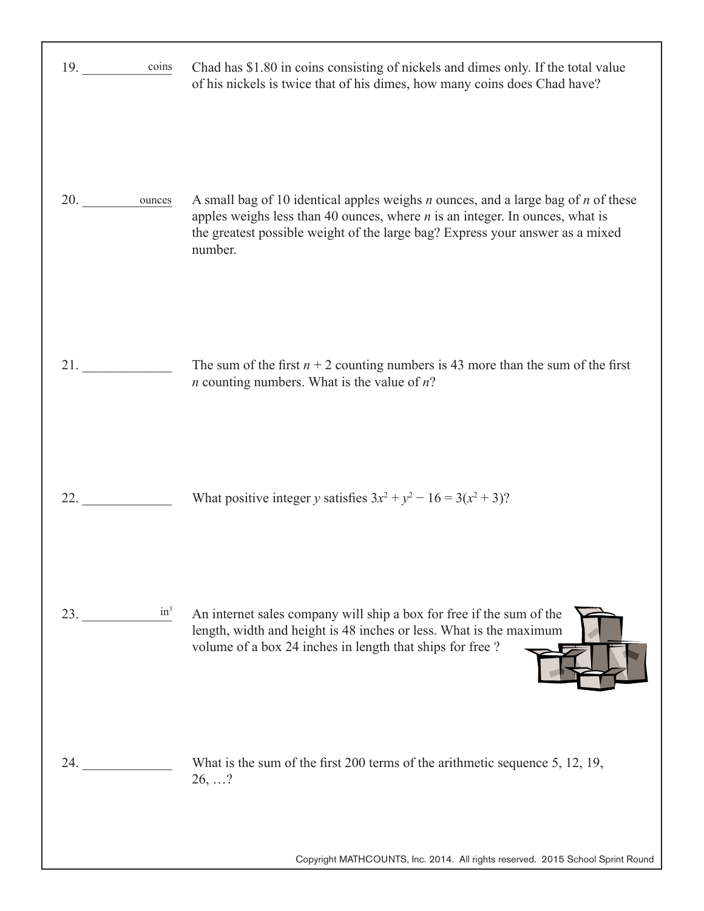19. ____________ coins

Chad has \$1.80 in coins consisting of nickels and dimes only. If the total value of his nickels is twice that of his dimes, how many coins does Chad have?

20. ____________ ounces

A small bag of 10 identical apples weighs $n$ ounces, and a large bag of $n$ of these apples weighs less than 40 ounces, where $n$ is an integer. In ounces, what is the greatest possible weight of the large bag? Express your answer as a mixed number.

21. ____________

The sum of the first $n + 2$ counting numbers is 43 more than the sum of the first $n$ counting numbers. What is the value of $n$?

22. ____________

What positive integer $y$ satisfies $3x^2 + y^2 - 16 = 3(x^2 + 3)$?

23. ____________ $in^3$

An internet sales company will ship a box for free if the sum of the length, width and height is 48 inches or less. What is the maximum volume of a box 24 inches in length that ships for free ?

24. ____________

What is the sum of the first 200 terms of the arithmetic sequence 5, 12, 19, 26, …?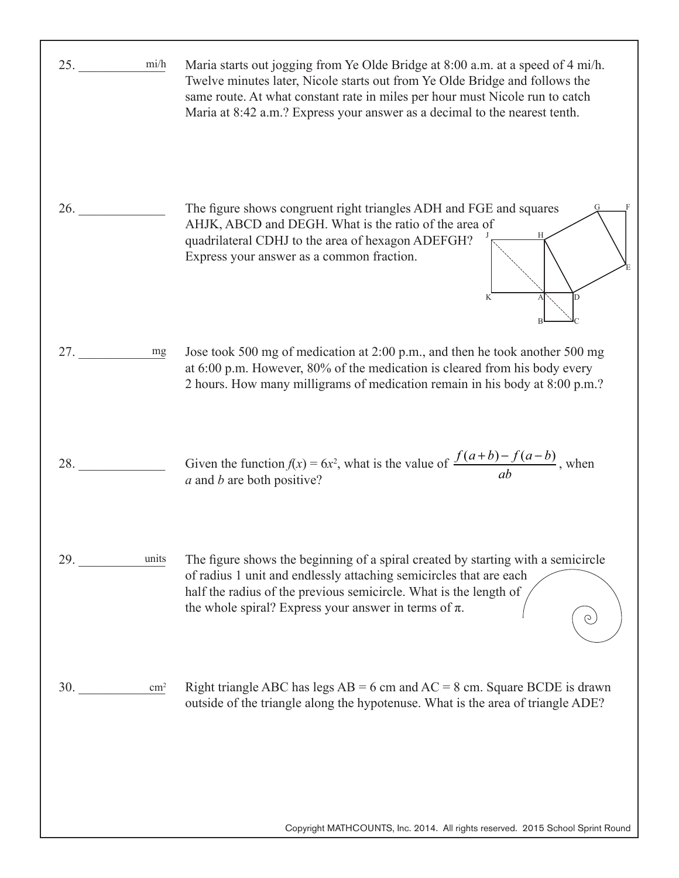25. ________ mi/h

Maria starts out jogging from Ye Olde Bridge at 8:00 a.m. at a speed of 4 mi/h. Twelve minutes later, Nicole starts out from Ye Olde Bridge and follows the same route. At what constant rate in miles per hour must Nicole run to catch Maria at 8:42 a.m.? Express your answer as a decimal to the nearest tenth.

26. ________

The figure shows congruent right triangles ADH and FGE and squares AHJK, ABCD and DEGH. What is the ratio of the area of quadrilateral CDHJ to the area of hexagon ADEFGH? Express your answer as a common fraction.

G F J H E K A D B C

27. ________ mg

Jose took 500 mg of medication at 2:00 p.m., and then he took another 500 mg at 6:00 p.m. However, 80% of the medication is cleared from his body every 2 hours. How many milligrams of medication remain in his body at 8:00 p.m.?

28. ________

Given the function $f(x) = 6x^2$, what is the value of $\dfrac{f(a+b) - f(a-b)}{ab}$, when $a$ and $b$ are both positive?

29. ________ units

The figure shows the beginning of a spiral created by starting with a semicircle of radius 1 unit and endlessly attaching semicircles that are each half the radius of the previous semicircle. What is the length of the whole spiral? Express your answer in terms of π.

30. ________ $cm^2$

Right triangle ABC has legs AB = 6 cm and AC = 8 cm. Square BCDE is drawn outside of the triangle along the hypotenuse. What is the area of triangle ADE?

Copyright MATHCOUNTS, Inc. 2014. All rights reserved. 2015 School Sprint Round